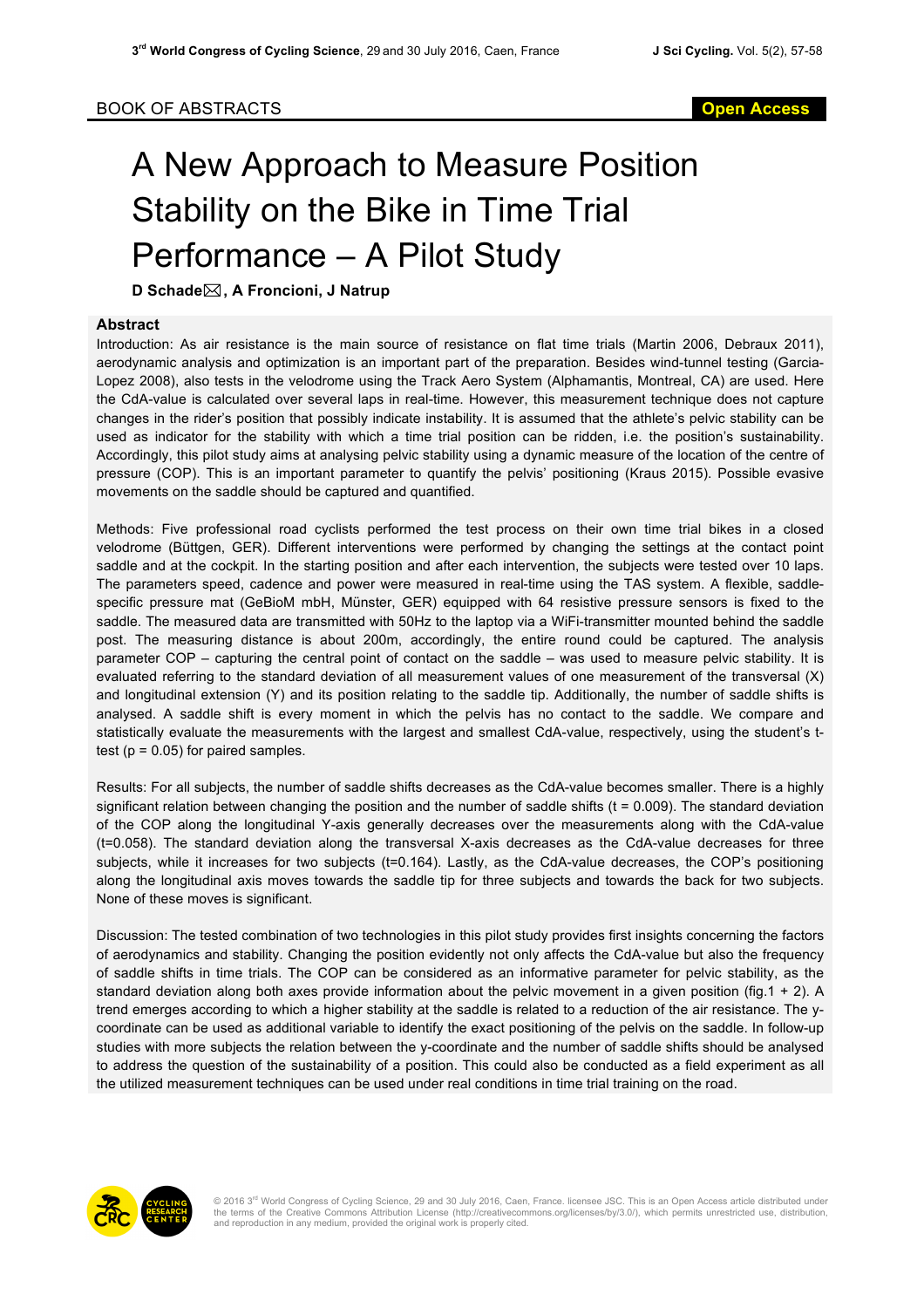BOOK OF ABSTRACTS

Open Access

# A New Approach to Measure Position Stability on the Bike in Time Trial Performance – A Pilot Study

**D Schade✉, A Froncioni, J Natrup**

## Abstract

Introduction: As air resistance is the main source of resistance on flat time trials (Martin 2006, Debraux 2011), aerodynamic analysis and optimization is an important part of the preparation. Besides wind-tunnel testing (Garcia-Lopez 2008), also tests in the velodrome using the Track Aero System (Alphamantis, Montreal, CA) are used. Here the CdA-value is calculated over several laps in real-time. However, this measurement technique does not capture changes in the rider's position that possibly indicate instability. It is assumed that the athlete's pelvic stability can be used as indicator for the stability with which a time trial position can be ridden, i.e. the position's sustainability. Accordingly, this pilot study aims at analysing pelvic stability using a dynamic measure of the location of the centre of pressure (COP). This is an important parameter to quantify the pelvis' positioning (Kraus 2015). Possible evasive movements on the saddle should be captured and quantified.

Methods: Five professional road cyclists performed the test process on their own time trial bikes in a closed velodrome (Büttgen, GER). Different interventions were performed by changing the settings at the contact point saddle and at the cockpit. In the starting position and after each intervention, the subjects were tested over 10 laps. The parameters speed, cadence and power were measured in real-time using the TAS system. A flexible, saddle-specific pressure mat (GeBioM mbH, Münster, GER) equipped with 64 resistive pressure sensors is fixed to the saddle. The measured data are transmitted with 50Hz to the laptop via a WiFi-transmitter mounted behind the saddle post. The measuring distance is about 200m, accordingly, the entire round could be captured. The analysis parameter COP – capturing the central point of contact on the saddle – was used to measure pelvic stability. It is evaluated referring to the standard deviation of all measurement values of one measurement of the transversal (X) and longitudinal extension (Y) and its position relating to the saddle tip. Additionally, the number of saddle shifts is analysed. A saddle shift is every moment in which the pelvis has no contact to the saddle. We compare and statistically evaluate the measurements with the largest and smallest CdA-value, respectively, using the student's t-test ($p = 0.05$) for paired samples.

Results: For all subjects, the number of saddle shifts decreases as the CdA-value becomes smaller. There is a highly significant relation between changing the position and the number of saddle shifts ($t = 0.009$). The standard deviation of the COP along the longitudinal Y-axis generally decreases over the measurements along with the CdA-value ($t=0.058$). The standard deviation along the transversal X-axis decreases as the CdA-value decreases for three subjects, while it increases for two subjects ($t=0.164$). Lastly, as the CdA-value decreases, the COP's positioning along the longitudinal axis moves towards the saddle tip for three subjects and towards the back for two subjects. None of these moves is significant.

Discussion: The tested combination of two technologies in this pilot study provides first insights concerning the factors of aerodynamics and stability. Changing the position evidently not only affects the CdA-value but also the frequency of saddle shifts in time trials. The COP can be considered as an informative parameter for pelvic stability, as the standard deviation along both axes provide information about the pelvic movement in a given position (fig.1 + 2). A trend emerges according to which a higher stability at the saddle is related to a reduction of the air resistance. The y-coordinate can be used as additional variable to identify the exact positioning of the pelvis on the saddle. In follow-up studies with more subjects the relation between the y-coordinate and the number of saddle shifts should be analysed to address the question of the sustainability of a position. This could also be conducted as a field experiment as all the utilized measurement techniques can be used under real conditions in time trial training on the road.

© 2016 3rd World Congress of Cycling Science, 29 and 30 July 2016, Caen, France. licensee JSC. This is an Open Access article distributed under the terms of the Creative Commons Attribution License (http://creativecommons.org/licenses/by/3.0/), which permits unrestricted use, distribution, and reproduction in any medium, provided the original work is properly cited.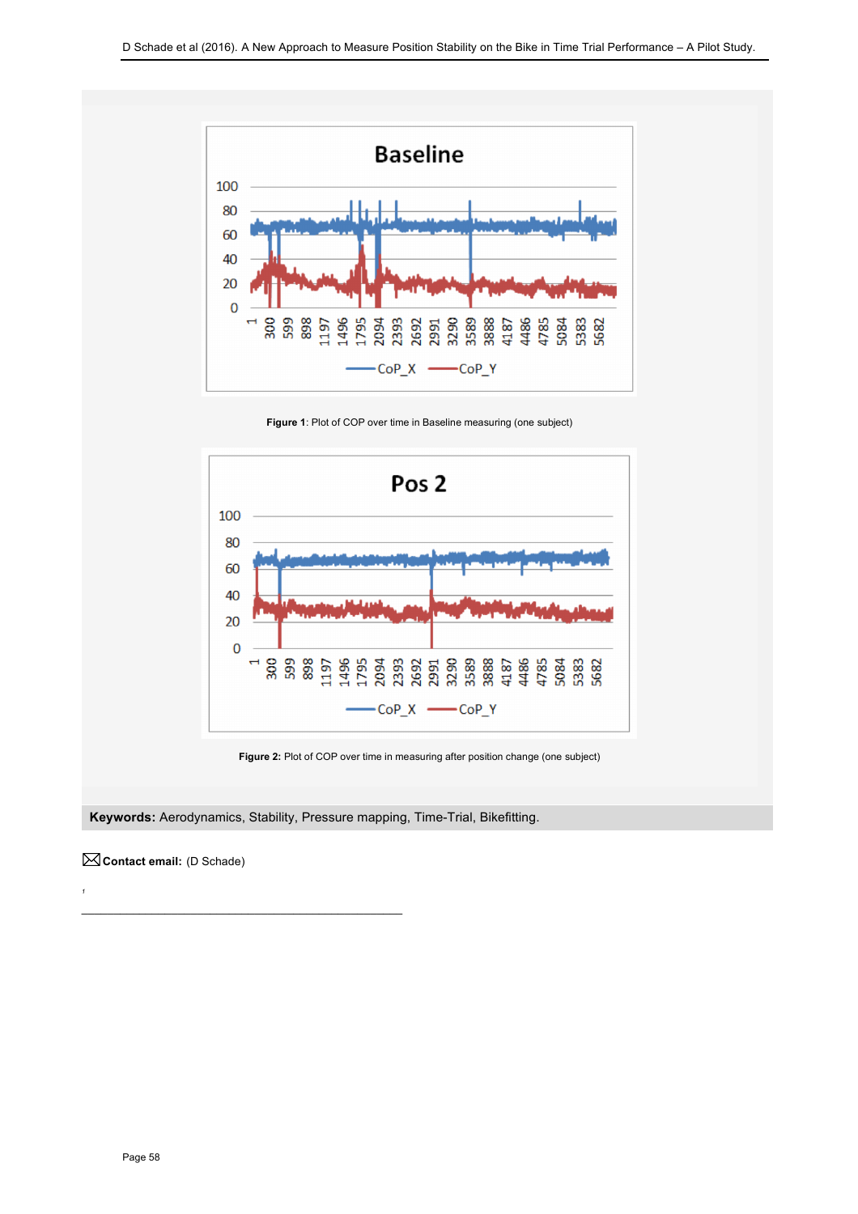Baseline

100
80
60
40
20
0

1 300 599 898 1197 1496 1795 2094 2393 2692 2991 3290 3589 3888 4187 4486 4785 5084 5383 5682

CoP_X CoP_Y

**Figure 1**: Plot of COP over time in Baseline measuring (one subject)

Pos 2

100
80
60
40
20
0

1 300 599 898 1197 1496 1795 2094 2393 2692 2991 3290 3589 3888 4187 4486 4785 5084 5383 5682

CoP_X CoP_Y

**Figure 2:** Plot of COP over time in measuring after position change (one subject)

**Keywords:** Aerodynamics, Stability, Pressure mapping, Time-Trial, Bikefitting.

**Contact email:** (D Schade)